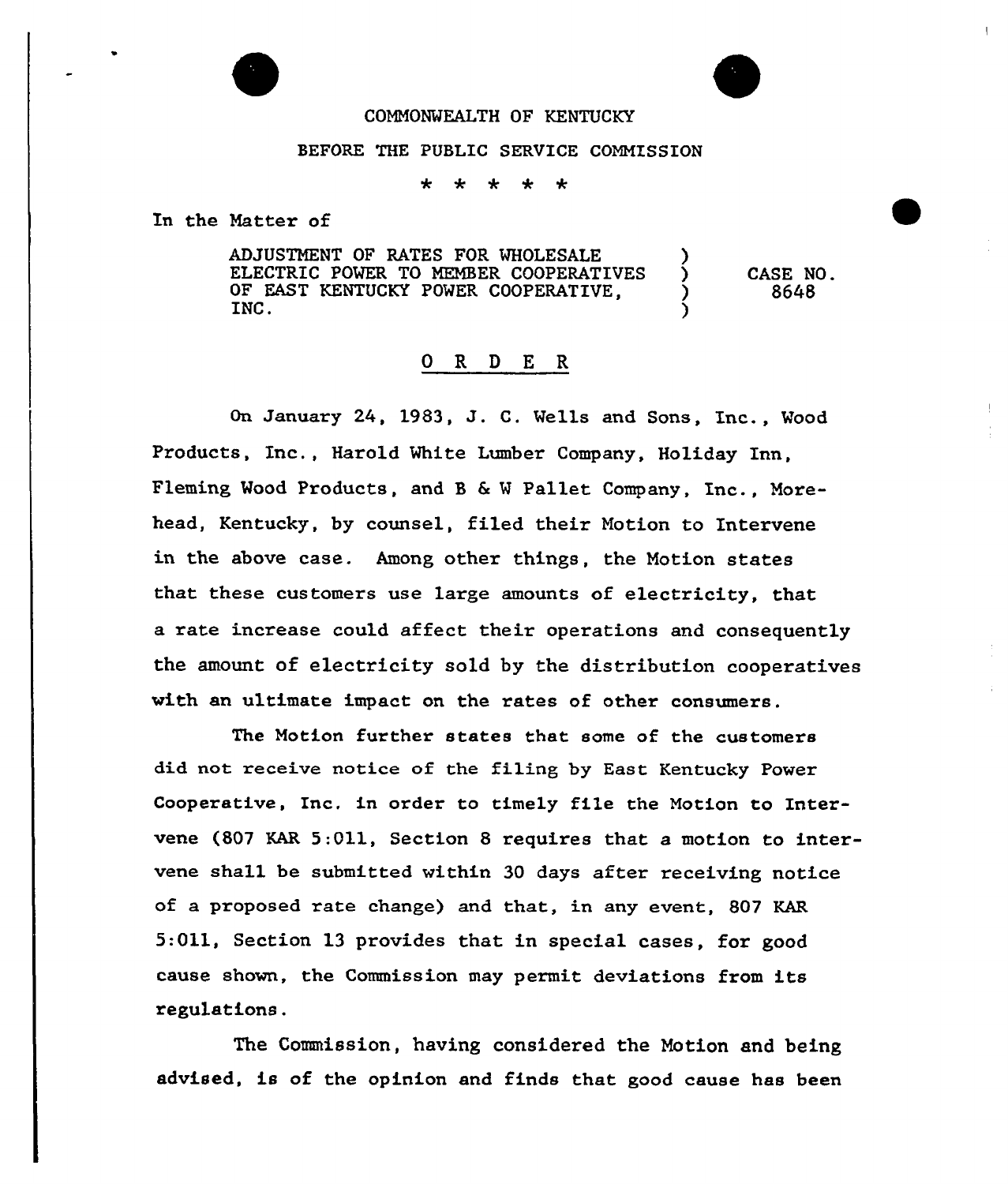COMMONWEALTH OF KENTUCKY

BEFORE THE PUBLIC SERVICE COMMISSION

\* \* \* \* \*

In the Matter of

ADJUSTMENT OF RATES FOR WHOLESALE ELECTRIC POWER TO MEMBER COOPERATIVES OF EAST KENTUCKY POWER COOPERATIVE, INC. ) CASE NO. 8648

O R D E R

On January 24, 1983, J. C. Wells and Sons, Inc., Wood Products, Inc., Harold White Lumber Company, Holiday Inn, Fleming Wood Products, and B & W Pallet Company, Inc., Morehead, Kentucky, by counsel, filed their Motion to Intervene in the above case. Among other things, the Motion states that these customers use large amounts of electricity, that a rate increase could affect their operations and consequently the amount of electricity sold by the distribution cooperatives with an ultimate impact on the rates of other consumers.

The Motion further states that some of the customers did not receive notice of the filing by East Kentucky Power Cooperative, Inc. in order to timely file the Motion to Intervene (807 KAR 5:011, Section 8 requires that a motion to intervene shall be submitted within 30 days after receiving notice of a proposed rate change) and that, in any event, 807 KAR 5:011, Section 13 provides that in special cases, for good cause shown, the Commission may permit deviations from its regulations.

The Commission, having considered the Motion and being advised, is of the opinion and finds that good cause has been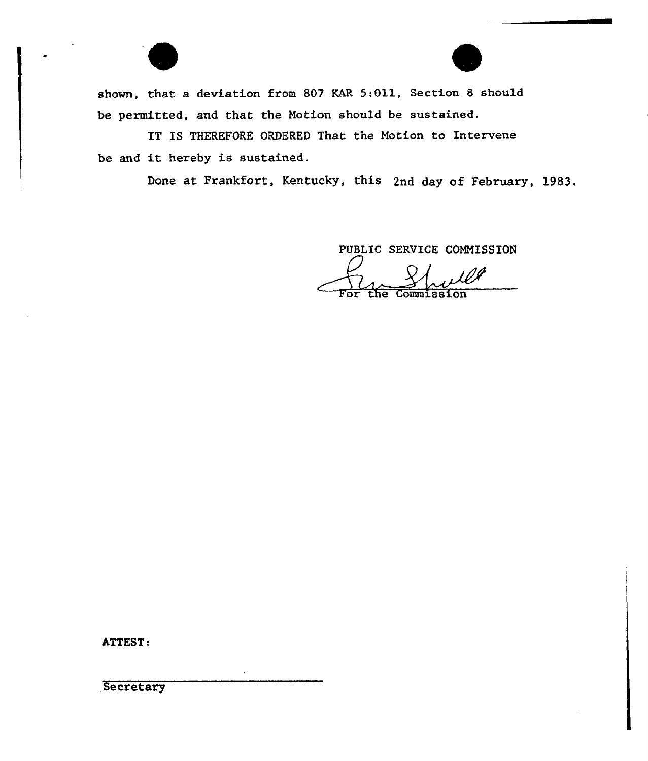shown, that a deviation from 807 KAR 5:011, Section 8 should be permitted, and that the Motion should be sustained.

IT IS THEREFORE ORDERED That the Motion to Intervene be and it hereby is sustained.

Done at Frankfort, Kentucky, this 2nd day of February, 1983.

PUBLIC SERVICE COMMISSION

For the Commission

ATTEST:

Secretary